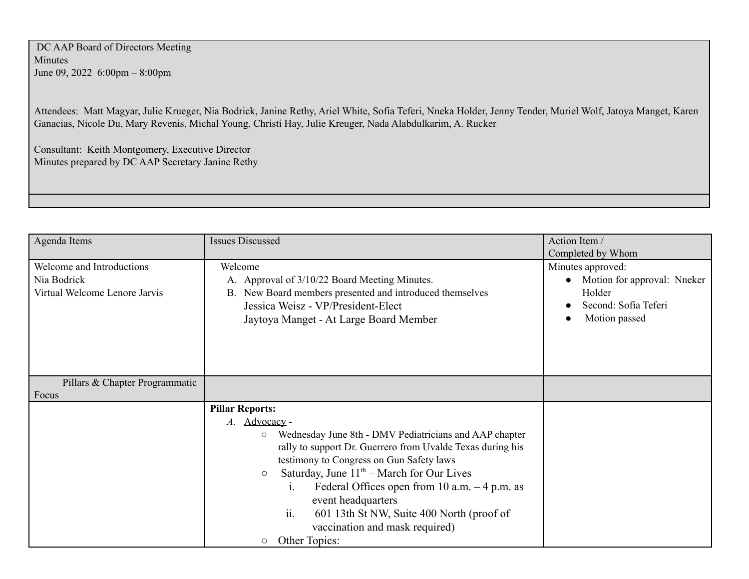DC AAP Board of Directors Meeting
Minutes
June 09, 2022 6:00pm – 8:00pm

Attendees: Matt Magyar, Julie Krueger, Nia Bodrick, Janine Rethy, Ariel White, Sofia Teferi, Nneka Holder, Jenny Tender, Muriel Wolf, Jatoya Manget, Karen Ganacias, Nicole Du, Mary Revenis, Michal Young, Christi Hay, Julie Kreuger, Nada Alabdulkarim, A. Rucker

Consultant: Keith Montgomery, Executive Director
Minutes prepared by DC AAP Secretary Janine Rethy

| Agenda Items | Issues Discussed | Action Item / Completed by Whom |
|---|---|---|
| Welcome and Introductions<br>Nia Bodrick<br>Virtual Welcome Lenore Jarvis | Welcome<br>A. Approval of 3/10/22 Board Meeting Minutes.<br>B. New Board members presented and introduced themselves<br>Jessica Weisz - VP/President-Elect<br>Jaytoya Manget - At Large Board Member | Minutes approved:<br>● Motion for approval: Nneker Holder<br>● Second: Sofia Teferi<br>● Motion passed |
| Pillars & Chapter Programmatic Focus | | |
| | **Pillar Reports:**<br>*A.* Advocacy -<br>○ Wednesday June 8th - DMV Pediatricians and AAP chapter rally to support Dr. Guerrero from Uvalde Texas during his testimony to Congress on Gun Safety laws<br>○ Saturday, June 11th – March for Our Lives<br>i. Federal Offices open from 10 a.m. – 4 p.m. as event headquarters<br>ii. 601 13th St NW, Suite 400 North (proof of vaccination and mask required)<br>○ Other Topics: | |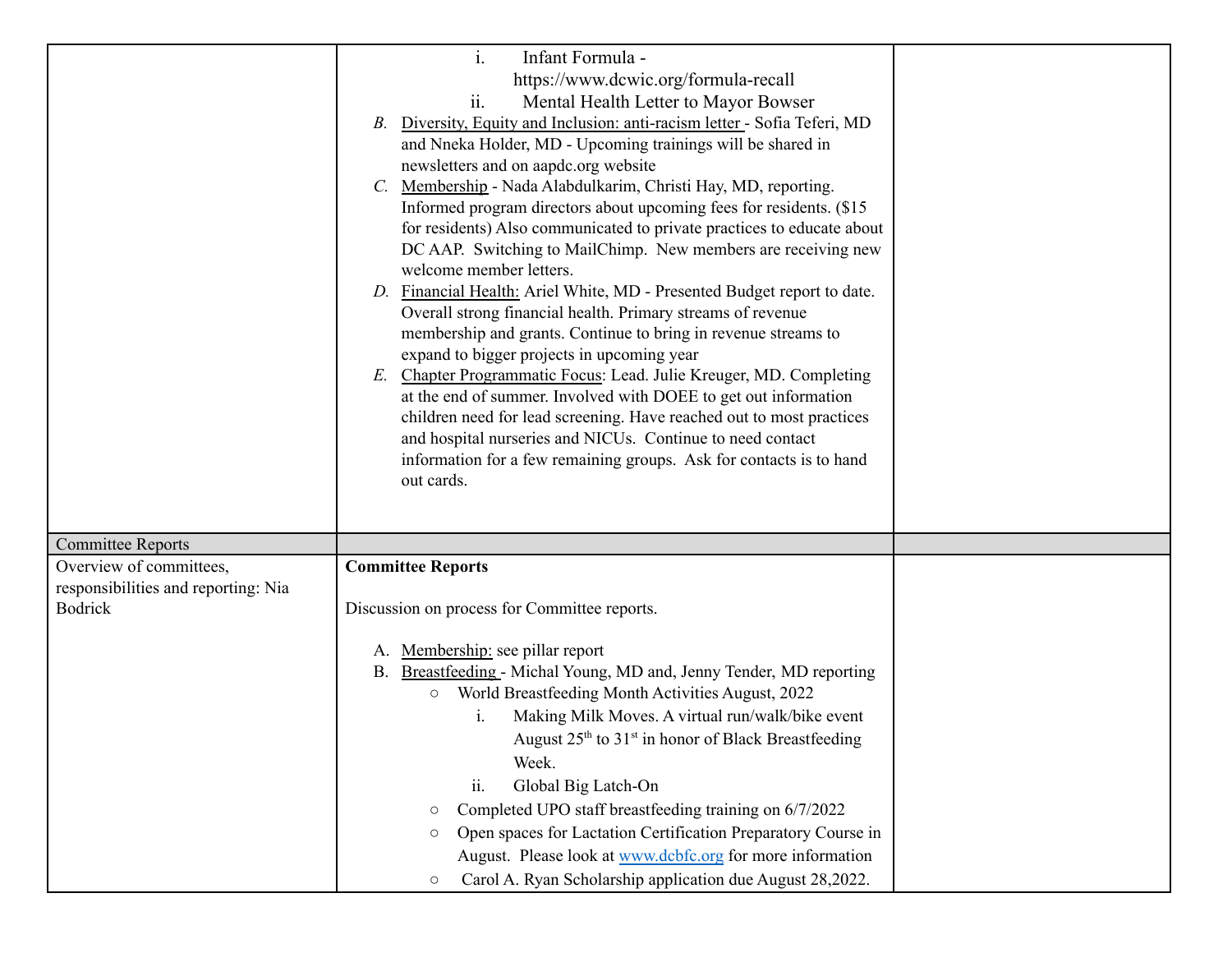| | | |
|---|---|---|
| | i. Infant Formula - https://www.dcwic.org/formula-recall<br>ii. Mental Health Letter to Mayor Bowser<br>*B.* Diversity, Equity and Inclusion: anti-racism letter - Sofia Teferi, MD and Nneka Holder, MD - Upcoming trainings will be shared in newsletters and on aapdc.org website<br>*C.* Membership - Nada Alabdulkarim, Christi Hay, MD, reporting. Informed program directors about upcoming fees for residents. ($15 for residents) Also communicated to private practices to educate about DC AAP. Switching to MailChimp. New members are receiving new welcome member letters.<br>*D.* Financial Health: Ariel White, MD - Presented Budget report to date. Overall strong financial health. Primary streams of revenue membership and grants. Continue to bring in revenue streams to expand to bigger projects in upcoming year<br>*E.* Chapter Programmatic Focus: Lead. Julie Kreuger, MD. Completing at the end of summer. Involved with DOEE to get out information children need for lead screening. Have reached out to most practices and hospital nurseries and NICUs. Continue to need contact information for a few remaining groups. Ask for contacts is to hand out cards. | |
| Committee Reports | | |
| Overview of committees, responsibilities and reporting: Nia Bodrick | **Committee Reports**<br><br>Discussion on process for Committee reports.<br><br>A. Membership: see pillar report<br>B. Breastfeeding - Michal Young, MD and, Jenny Tender, MD reporting<br>○ World Breastfeeding Month Activities August, 2022<br>i. Making Milk Moves. A virtual run/walk/bike event August 25th to 31st in honor of Black Breastfeeding Week.<br>ii. Global Big Latch-On<br>○ Completed UPO staff breastfeeding training on 6/7/2022<br>○ Open spaces for Lactation Certification Preparatory Course in August. Please look at [www.dcbfc.org](www.dcbfc.org) for more information<br>○ Carol A. Ryan Scholarship application due August 28,2022. | |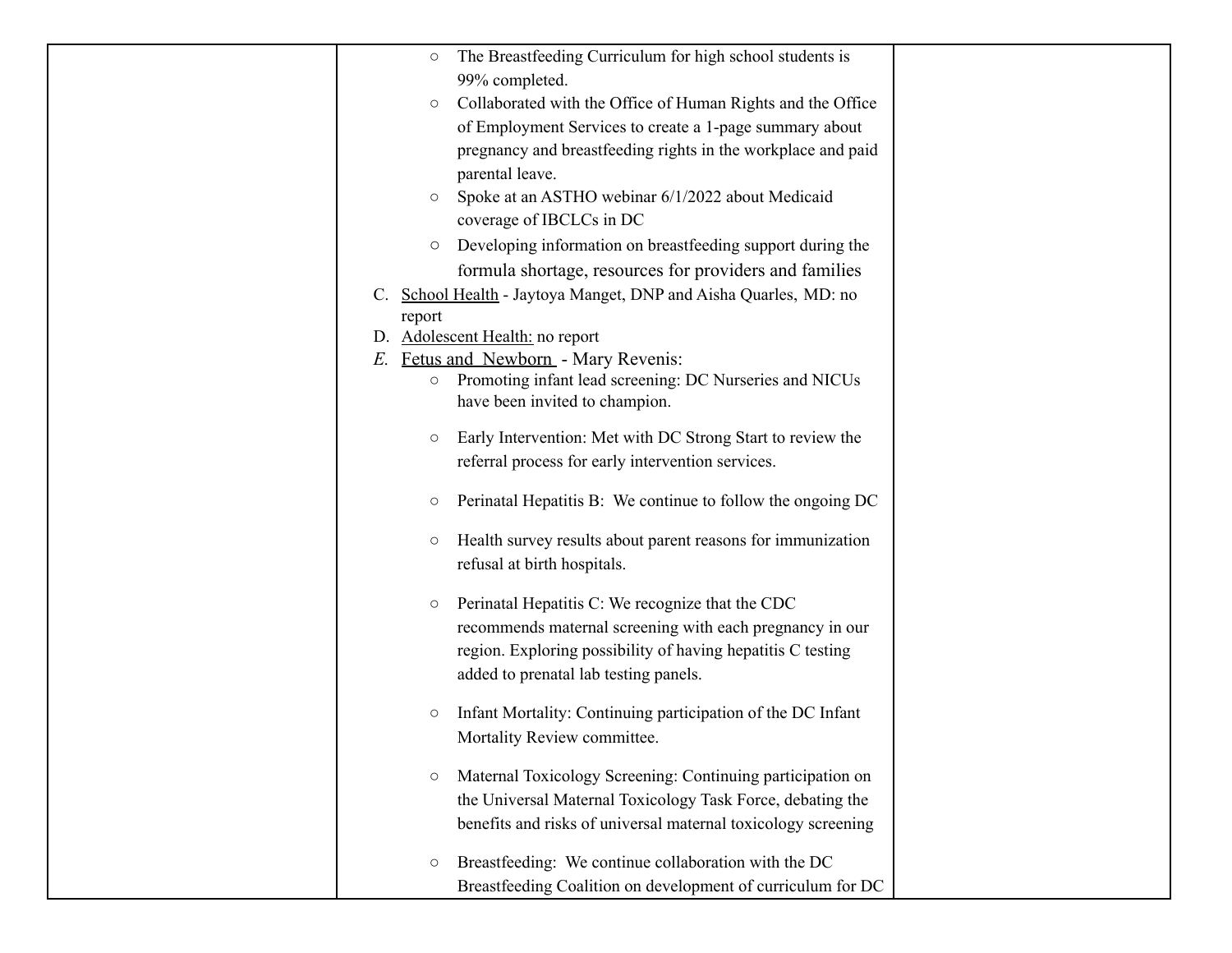| | | |
|---|---|---|
| | ○ The Breastfeeding Curriculum for high school students is 99% completed.<br>○ Collaborated with the Office of Human Rights and the Office of Employment Services to create a 1-page summary about pregnancy and breastfeeding rights in the workplace and paid parental leave.<br>○ Spoke at an ASTHO webinar 6/1/2022 about Medicaid coverage of IBCLCs in DC<br>○ Developing information on breastfeeding support during the formula shortage, resources for providers and families<br>C. <u>School Health</u> - Jaytoya Manget, DNP and Aisha Quarles, MD: no report<br>D. <u>Adolescent Health:</u> no report<br>*E.* <u>Fetus and Newborn</u> - Mary Revenis:<br>○ Promoting infant lead screening: DC Nurseries and NICUs have been invited to champion.<br>○ Early Intervention: Met with DC Strong Start to review the referral process for early intervention services.<br>○ Perinatal Hepatitis B: We continue to follow the ongoing DC<br>○ Health survey results about parent reasons for immunization refusal at birth hospitals.<br>○ Perinatal Hepatitis C: We recognize that the CDC recommends maternal screening with each pregnancy in our region. Exploring possibility of having hepatitis C testing added to prenatal lab testing panels.<br>○ Infant Mortality: Continuing participation of the DC Infant Mortality Review committee.<br>○ Maternal Toxicology Screening: Continuing participation on the Universal Maternal Toxicology Task Force, debating the benefits and risks of universal maternal toxicology screening<br>○ Breastfeeding: We continue collaboration with the DC Breastfeeding Coalition on development of curriculum for DC | |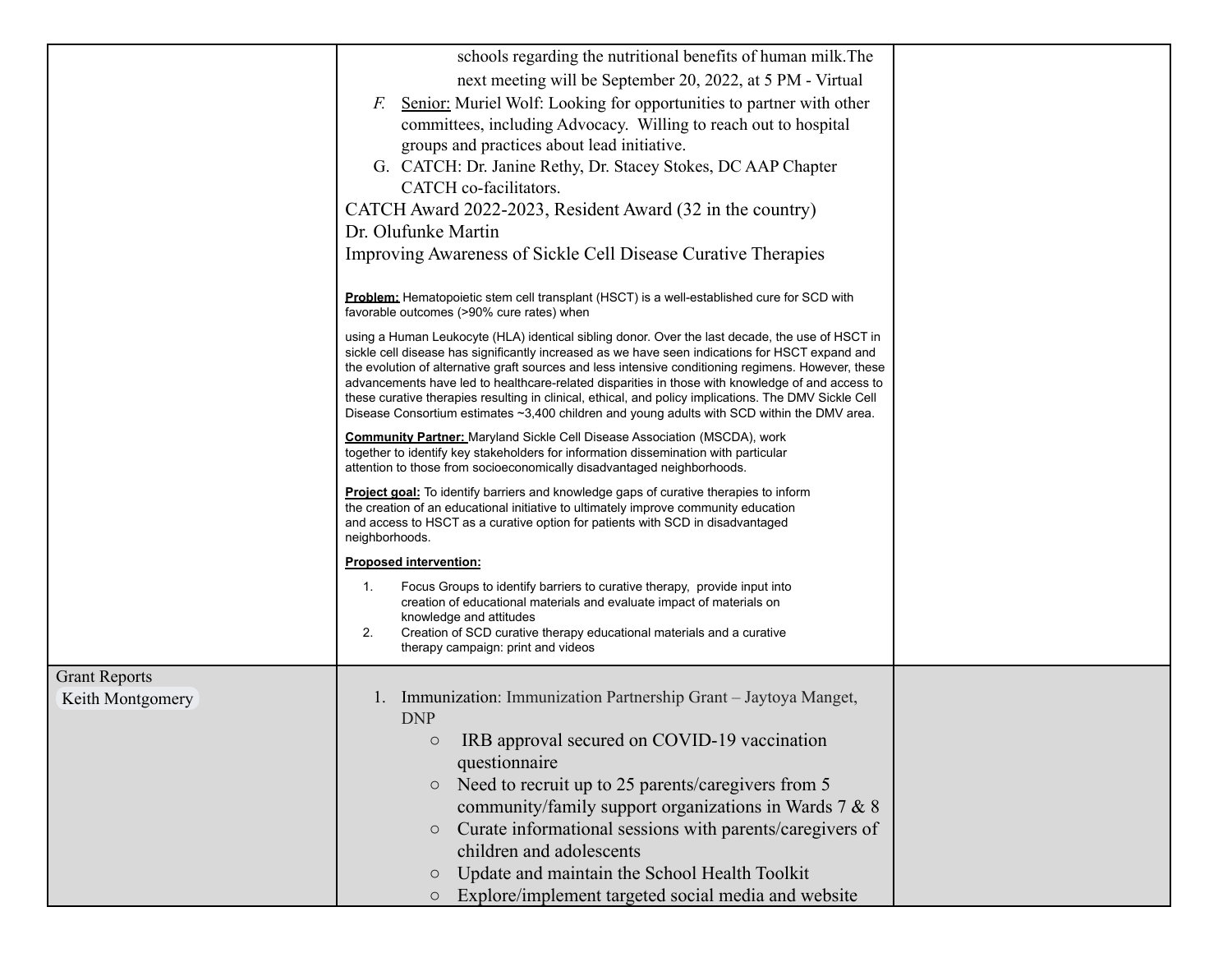| | | |
|---|---|---|
| | schools regarding the nutritional benefits of human milk.The next meeting will be September 20, 2022, at 5 PM - Virtual<br>*F.* <u>Senior:</u> Muriel Wolf: Looking for opportunities to partner with other committees, including Advocacy. Willing to reach out to hospital groups and practices about lead initiative.<br>G. CATCH: Dr. Janine Rethy, Dr. Stacey Stokes, DC AAP Chapter CATCH co-facilitators.<br>CATCH Award 2022-2023, Resident Award (32 in the country)<br>Dr. Olufunke Martin<br>Improving Awareness of Sickle Cell Disease Curative Therapies<br><br>**<u>Problem:</u>** Hematopoietic stem cell transplant (HSCT) is a well-established cure for SCD with favorable outcomes (>90% cure rates) when<br><br>using a Human Leukocyte (HLA) identical sibling donor. Over the last decade, the use of HSCT in sickle cell disease has significantly increased as we have seen indications for HSCT expand and the evolution of alternative graft sources and less intensive conditioning regimens. However, these advancements have led to healthcare-related disparities in those with knowledge of and access to these curative therapies resulting in clinical, ethical, and policy implications. The DMV Sickle Cell Disease Consortium estimates ~3,400 children and young adults with SCD within the DMV area.<br><br>**<u>Community Partner:</u>** Maryland Sickle Cell Disease Association (MSCDA), work together to identify key stakeholders for information dissemination with particular attention to those from socioeconomically disadvantaged neighborhoods.<br><br>**<u>Project goal:</u>** To identify barriers and knowledge gaps of curative therapies to inform the creation of an educational initiative to ultimately improve community education and access to HSCT as a curative option for patients with SCD in disadvantaged neighborhoods.<br><br>**<u>Proposed intervention:</u>**<br>1. Focus Groups to identify barriers to curative therapy, provide input into creation of educational materials and evaluate impact of materials on knowledge and attitudes<br>2. Creation of SCD curative therapy educational materials and a curative therapy campaign: print and videos | |
| Grant Reports<br>Keith Montgomery | 1. Immunization: Immunization Partnership Grant – Jaytoya Manget, DNP<br>○ IRB approval secured on COVID-19 vaccination questionnaire<br>○ Need to recruit up to 25 parents/caregivers from 5 community/family support organizations in Wards 7 & 8<br>○ Curate informational sessions with parents/caregivers of children and adolescents<br>○ Update and maintain the School Health Toolkit<br>○ Explore/implement targeted social media and website | |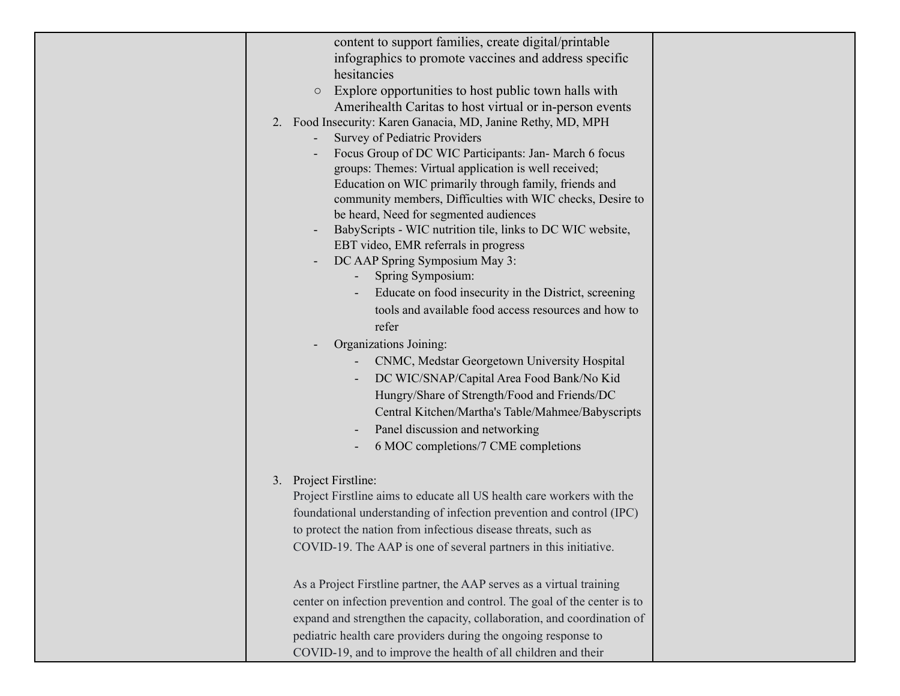| | | |
|---|---|---|
| | content to support families, create digital/printable infographics to promote vaccines and address specific hesitancies<br>○ Explore opportunities to host public town halls with Amerihealth Caritas to host virtual or in-person events<br>2. Food Insecurity: Karen Ganacia, MD, Janine Rethy, MD, MPH<br>- Survey of Pediatric Providers<br>- Focus Group of DC WIC Participants: Jan- March 6 focus groups: Themes: Virtual application is well received; Education on WIC primarily through family, friends and community members, Difficulties with WIC checks, Desire to be heard, Need for segmented audiences<br>- BabyScripts - WIC nutrition tile, links to DC WIC website, EBT video, EMR referrals in progress<br>- DC AAP Spring Symposium May 3:<br>&nbsp;&nbsp;- Spring Symposium:<br>&nbsp;&nbsp;- Educate on food insecurity in the District, screening tools and available food access resources and how to refer<br>- Organizations Joining:<br>&nbsp;&nbsp;- CNMC, Medstar Georgetown University Hospital<br>&nbsp;&nbsp;- DC WIC/SNAP/Capital Area Food Bank/No Kid Hungry/Share of Strength/Food and Friends/DC Central Kitchen/Martha's Table/Mahmee/Babyscripts<br>&nbsp;&nbsp;- Panel discussion and networking<br>&nbsp;&nbsp;- 6 MOC completions/7 CME completions<br><br>3. Project Firstline:<br>Project Firstline aims to educate all US health care workers with the foundational understanding of infection prevention and control (IPC) to protect the nation from infectious disease threats, such as COVID-19. The AAP is one of several partners in this initiative.<br><br>As a Project Firstline partner, the AAP serves as a virtual training center on infection prevention and control. The goal of the center is to expand and strengthen the capacity, collaboration, and coordination of pediatric health care providers during the ongoing response to COVID-19, and to improve the health of all children and their | |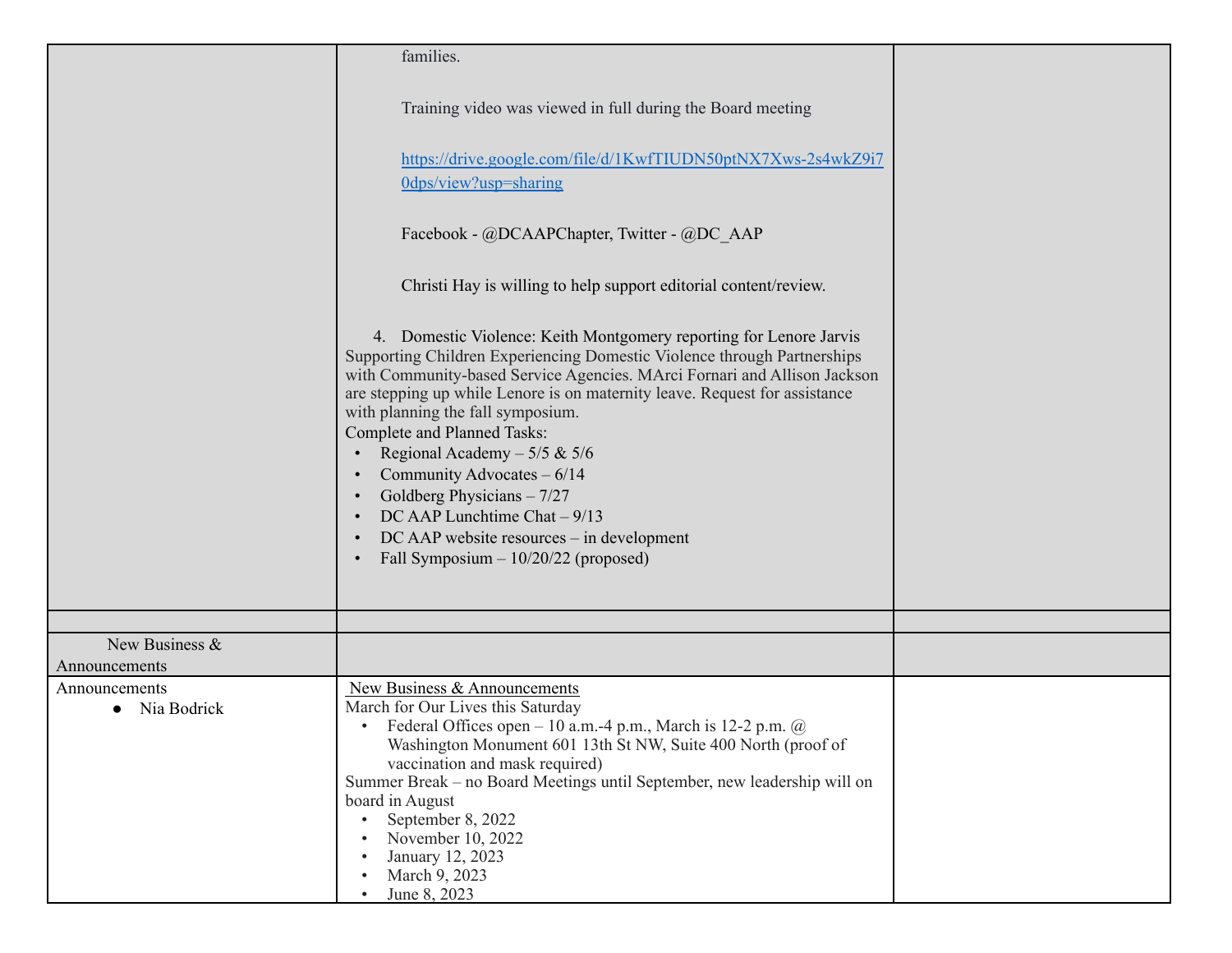| | | |
|---|---|---|
| | families.<br><br>Training video was viewed in full during the Board meeting<br><br>https://drive.google.com/file/d/1KwfTIUDN50ptNX7Xws-2s4wkZ9i70dps/view?usp=sharing<br><br>Facebook - @DCAAPChapter, Twitter - @DC_AAP<br><br>Christi Hay is willing to help support editorial content/review.<br><br>4. Domestic Violence: Keith Montgomery reporting for Lenore Jarvis<br>Supporting Children Experiencing Domestic Violence through Partnerships with Community-based Service Agencies. MArci Fornari and Allison Jackson are stepping up while Lenore is on maternity leave. Request for assistance with planning the fall symposium.<br>Complete and Planned Tasks:<br>• Regional Academy – 5/5 & 5/6<br>• Community Advocates – 6/14<br>• Goldberg Physicians – 7/27<br>• DC AAP Lunchtime Chat – 9/13<br>• DC AAP website resources – in development<br>• Fall Symposium – 10/20/22 (proposed) | |
| | | |
| New Business & Announcements | | |
| Announcements<br>• Nia Bodrick | New Business & Announcements<br>March for Our Lives this Saturday<br>• Federal Offices open – 10 a.m.-4 p.m., March is 12-2 p.m. @ Washington Monument 601 13th St NW, Suite 400 North (proof of vaccination and mask required)<br>Summer Break – no Board Meetings until September, new leadership will on board in August<br>• September 8, 2022<br>• November 10, 2022<br>• January 12, 2023<br>• March 9, 2023<br>• June 8, 2023 | |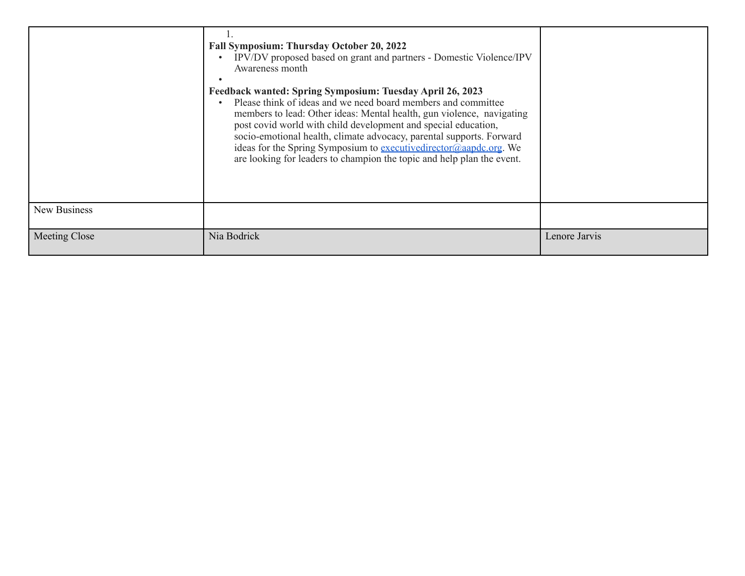| | | |
|---|---|---|
| | 1.<br>**Fall Symposium: Thursday October 20, 2022**<br>• IPV/DV proposed based on grant and partners - Domestic Violence/IPV Awareness month<br>•<br>**Feedback wanted: Spring Symposium: Tuesday April 26, 2023**<br>• Please think of ideas and we need board members and committee members to lead: Other ideas: Mental health, gun violence, navigating post covid world with child development and special education, socio-emotional health, climate advocacy, parental supports. Forward ideas for the Spring Symposium to [executivedirector@aapdc.org](mailto:executivedirector@aapdc.org). We are looking for leaders to champion the topic and help plan the event. | |
| New Business | | |
| Meeting Close | Nia Bodrick | Lenore Jarvis |